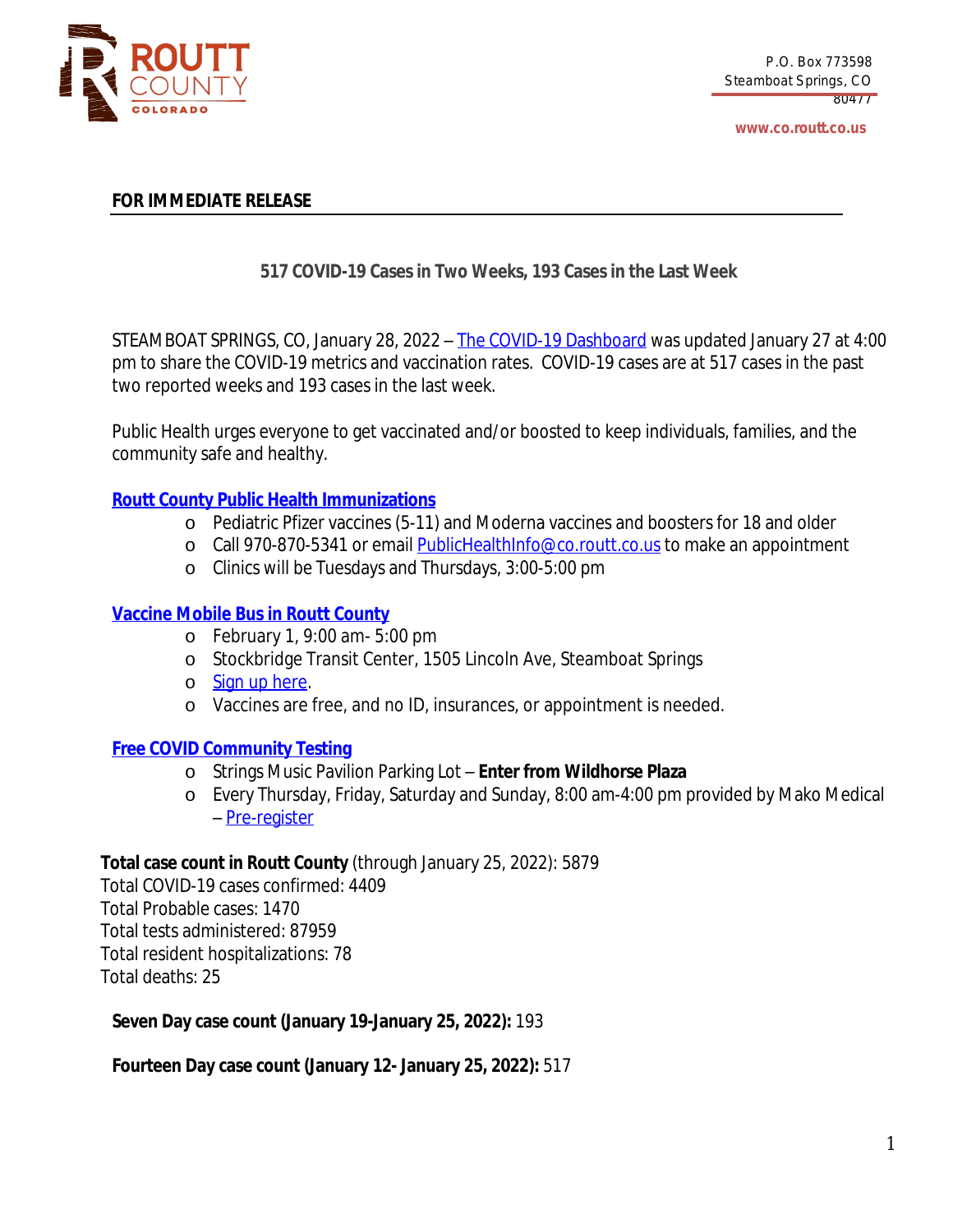P.O. Box 773598
Steamboat Springs, CO
80477

www.co.routt.co.us

**FOR IMMEDIATE RELEASE**

## 517 COVID-19 Cases in Two Weeks, 193 Cases in the Last Week

STEAMBOAT SPRINGS, CO, January 28, 2022 – The COVID-19 Dashboard was updated January 27 at 4:00 pm to share the COVID-19 metrics and vaccination rates. COVID-19 cases are at 517 cases in the past two reported weeks and 193 cases in the last week.

Public Health urges everyone to get vaccinated and/or boosted to keep individuals, families, and the community safe and healthy.

**Routt County Public Health Immunizations**

- Pediatric Pfizer vaccines (5-11) and Moderna vaccines and boosters for 18 and older
- Call 970-870-5341 or email PublicHealthInfo@co.routt.co.us to make an appointment
- Clinics will be Tuesdays and Thursdays, 3:00-5:00 pm

**Vaccine Mobile Bus in Routt County**

- February 1, 9:00 am- 5:00 pm
- Stockbridge Transit Center, 1505 Lincoln Ave, Steamboat Springs
- Sign up here.
- Vaccines are free, and no ID, insurances, or appointment is needed.

**Free COVID Community Testing**

- Strings Music Pavilion Parking Lot – **Enter from Wildhorse Plaza**
- Every Thursday, Friday, Saturday and Sunday, 8:00 am-4:00 pm provided by Mako Medical – Pre-register

**Total case count in Routt County** (through January 25, 2022): 5879
Total COVID-19 cases confirmed: 4409
Total Probable cases: 1470
Total tests administered: 87959
Total resident hospitalizations: 78
Total deaths: 25

**Seven Day case count (January 19-January 25, 2022):** 193

**Fourteen Day case count (January 12- January 25, 2022):** 517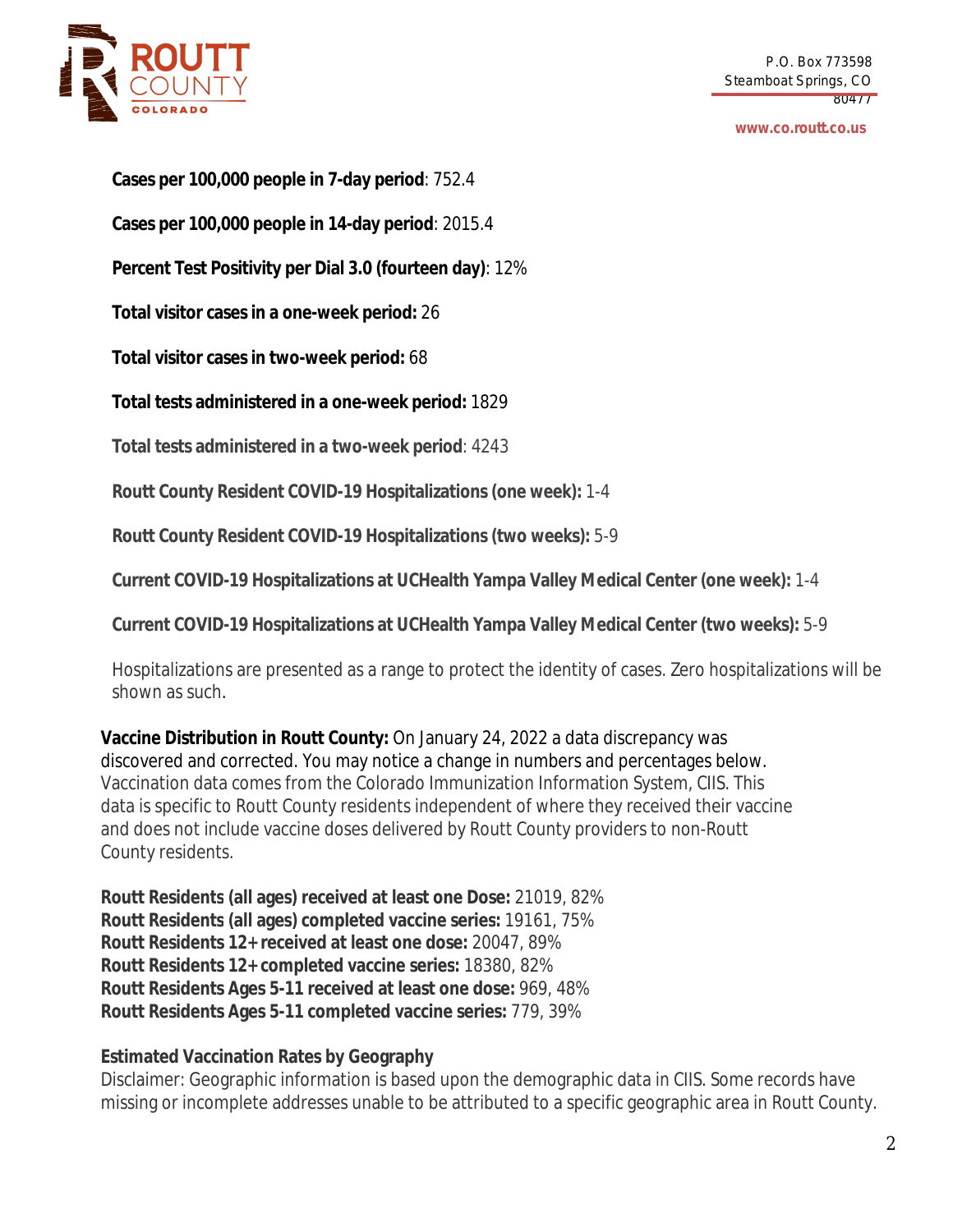**Cases per 100,000 people in 7-day period**: 752.4

**Cases per 100,000 people in 14-day period**: 2015.4

**Percent Test Positivity per Dial 3.0 (fourteen day)**: 12%

**Total visitor cases in a one-week period:** 26

**Total visitor cases in two-week period:** 68

**Total tests administered in a one-week period:** 1829

**Total tests administered in a two-week period**: 4243

**Routt County Resident COVID-19 Hospitalizations (one week):** 1-4

**Routt County Resident COVID-19 Hospitalizations (two weeks):** 5-9

**Current COVID-19 Hospitalizations at UCHealth Yampa Valley Medical Center (one week):** 1-4

**Current COVID-19 Hospitalizations at UCHealth Yampa Valley Medical Center (two weeks):** 5-9

Hospitalizations are presented as a range to protect the identity of cases. Zero hospitalizations will be shown as such.

**Vaccine Distribution in Routt County:** On January 24, 2022 a data discrepancy was discovered and corrected. You may notice a change in numbers and percentages below. Vaccination data comes from the Colorado Immunization Information System, CIIS. This data is specific to Routt County residents independent of where they received their vaccine and does not include vaccine doses delivered by Routt County providers to non-Routt County residents.

**Routt Residents (all ages) received at least one Dose:** 21019, 82%
**Routt Residents (all ages) completed vaccine series:** 19161, 75%
**Routt Residents 12+ received at least one dose:** 20047, 89%
**Routt Residents 12+ completed vaccine series:** 18380, 82%
**Routt Residents Ages 5-11 received at least one dose:** 969, 48%
**Routt Residents Ages 5-11 completed vaccine series:** 779, 39%

**Estimated Vaccination Rates by Geography**
Disclaimer: Geographic information is based upon the demographic data in CIIS. Some records have missing or incomplete addresses unable to be attributed to a specific geographic area in Routt County.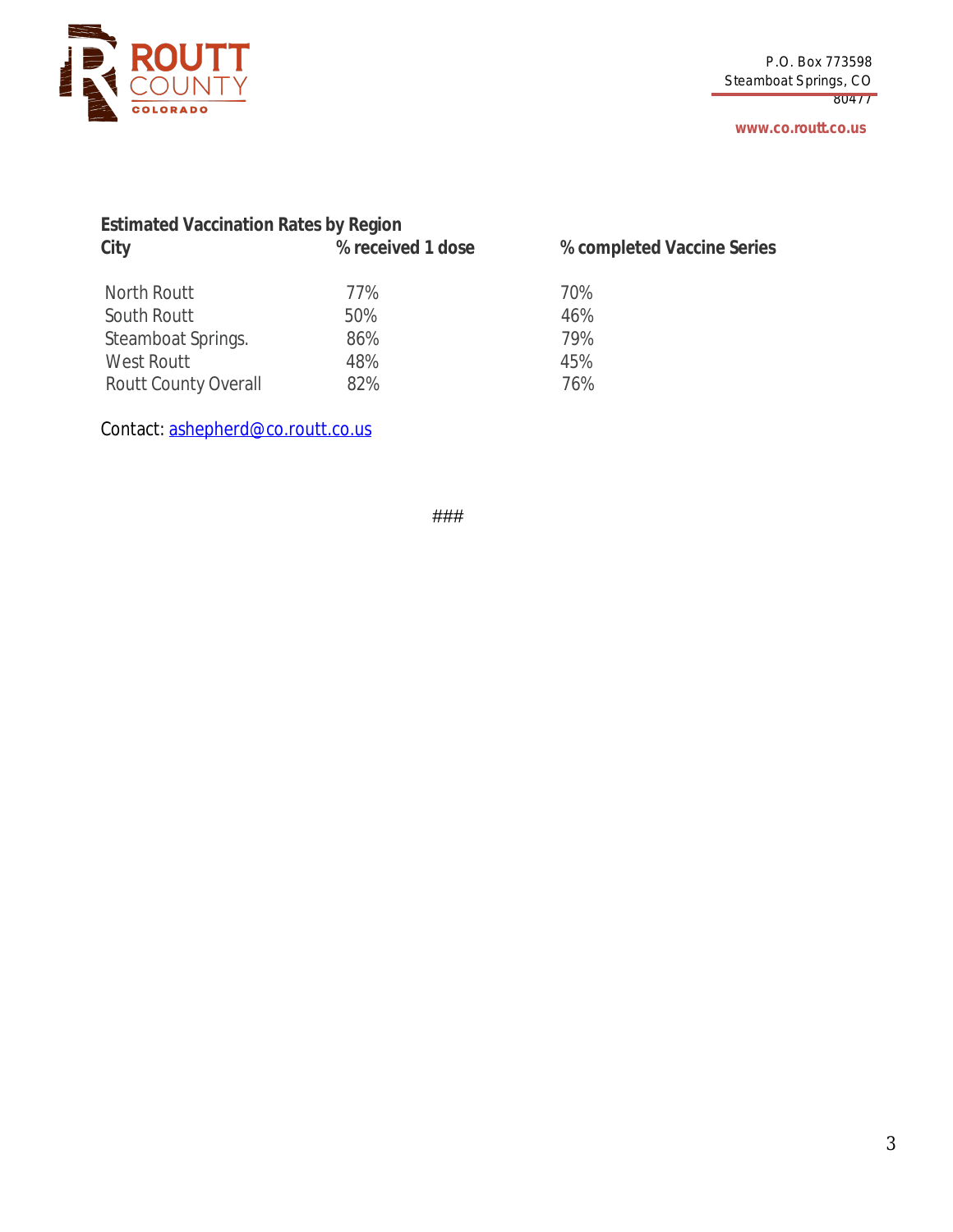P.O. Box 773598
Steamboat Springs, CO
80477

www.co.routt.co.us

**Estimated Vaccination Rates by Region**

| City | % received 1 dose | % completed Vaccine Series |
|---|---|---|
| North Routt | 77% | 70% |
| South Routt | 50% | 46% |
| Steamboat Springs. | 86% | 79% |
| West Routt | 48% | 45% |
| Routt County Overall | 82% | 76% |

Contact: ashepherd@co.routt.co.us

###